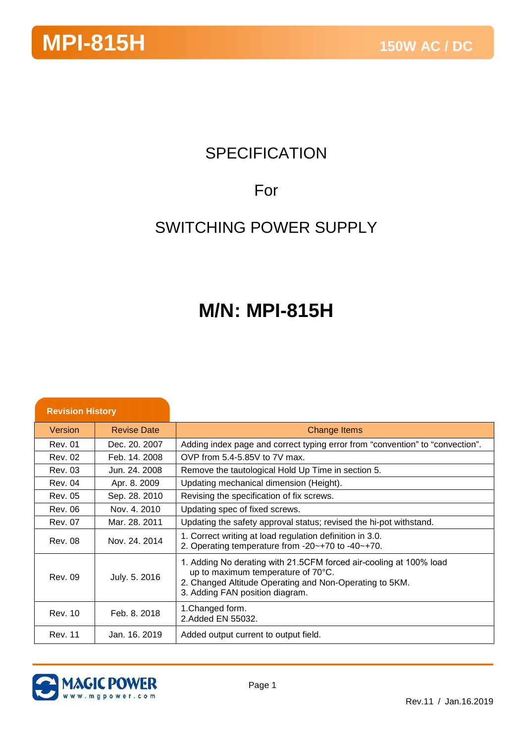# SPECIFICATION

For

SWITCHING POWER SUPPLY

# M/N: MPI-815H

**Revision History**

| Version | Revise Date | Change Items |
|---|---|---|
| Rev. 01 | Dec. 20. 2007 | Adding index page and correct typing error from "convention" to "convection". |
| Rev. 02 | Feb. 14. 2008 | OVP from 5.4-5.85V to 7V max. |
| Rev. 03 | Jun. 24. 2008 | Remove the tautological Hold Up Time in section 5. |
| Rev. 04 | Apr. 8. 2009 | Updating mechanical dimension (Height). |
| Rev. 05 | Sep. 28. 2010 | Revising the specification of fix screws. |
| Rev. 06 | Nov. 4. 2010 | Updating spec of fixed screws. |
| Rev. 07 | Mar. 28. 2011 | Updating the safety approval status; revised the hi-pot withstand. |
| Rev. 08 | Nov. 24. 2014 | 1. Correct writing at load regulation definition in 3.0.<br>2. Operating temperature from -20~+70 to -40~+70. |
| Rev. 09 | July. 5. 2016 | 1. Adding No derating with 21.5CFM forced air-cooling at 100% load up to maximum temperature of 70°C.<br>2. Changed Altitude Operating and Non-Operating to 5KM.<br>3. Adding FAN position diagram. |
| Rev. 10 | Feb. 8. 2018 | 1.Changed form.<br>2.Added EN 55032. |
| Rev. 11 | Jan. 16. 2019 | Added output current to output field. |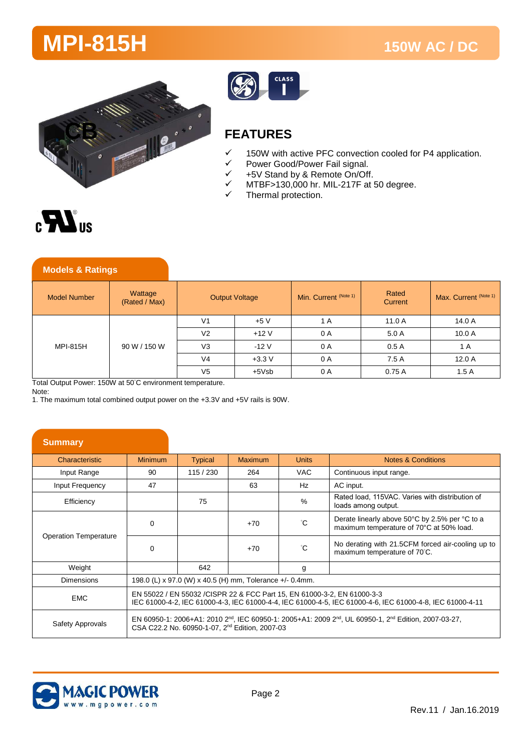# MPI-815H

## 150W AC / DC

## FEATURES

- ✓ 150W with active PFC convection cooled for P4 application.
- ✓ Power Good/Power Fail signal.
- ✓ +5V Stand by & Remote On/Off.
- ✓ MTBF>130,000 hr. MIL-217F at 50 degree.
- ✓ Thermal protection.

## Models & Ratings

| Model Number | Wattage (Rated / Max) | Output Voltage | | Min. Current (Note 1) | Rated Current | Max. Current (Note 1) |
|---|---|---|---|---|---|---|
| MPI-815H | 90 W / 150 W | V1 | +5 V | 1 A | 11.0 A | 14.0 A |
| | | V2 | +12 V | 0 A | 5.0 A | 10.0 A |
| | | V3 | -12 V | 0 A | 0.5 A | 1 A |
| | | V4 | +3.3 V | 0 A | 7.5 A | 12.0 A |
| | | V5 | +5Vsb | 0 A | 0.75 A | 1.5 A |

Total Output Power: 150W at 50°C environment temperature.

Note:

1. The maximum total combined output power on the +3.3V and +5V rails is 90W.

## Summary

| Characteristic | Minimum | Typical | Maximum | Units | Notes & Conditions |
|---|---|---|---|---|---|
| Input Range | 90 | 115 / 230 | 264 | VAC | Continuous input range. |
| Input Frequency | 47 | | 63 | Hz | AC input. |
| Efficiency | | 75 | | % | Rated load, 115VAC. Varies with distribution of loads among output. |
| Operation Temperature | 0 | | +70 | °C | Derate linearly above 50°C by 2.5% per °C to a maximum temperature of 70°C at 50% load. |
| | 0 | | +70 | °C | No derating with 21.5CFM forced air-cooling up to maximum temperature of 70°C. |
| Weight | | 642 | | g | |
| Dimensions | 198.0 (L) x 97.0 (W) x 40.5 (H) mm, Tolerance +/- 0.4mm. | | | | |
| EMC | EN 55022 / EN 55032 /CISPR 22 & FCC Part 15, EN 61000-3-2, EN 61000-3-3<br>IEC 61000-4-2, IEC 61000-4-3, IEC 61000-4-4, IEC 61000-4-5, IEC 61000-4-6, IEC 61000-4-8, IEC 61000-4-11 | | | | |
| Safety Approvals | EN 60950-1: 2006+A1: 2010 2nd, IEC 60950-1: 2005+A1: 2009 2nd, UL 60950-1, 2nd Edition, 2007-03-27, CSA C22.2 No. 60950-1-07, 2nd Edition, 2007-03 | | | | |

Rev.11 / Jan.16.2019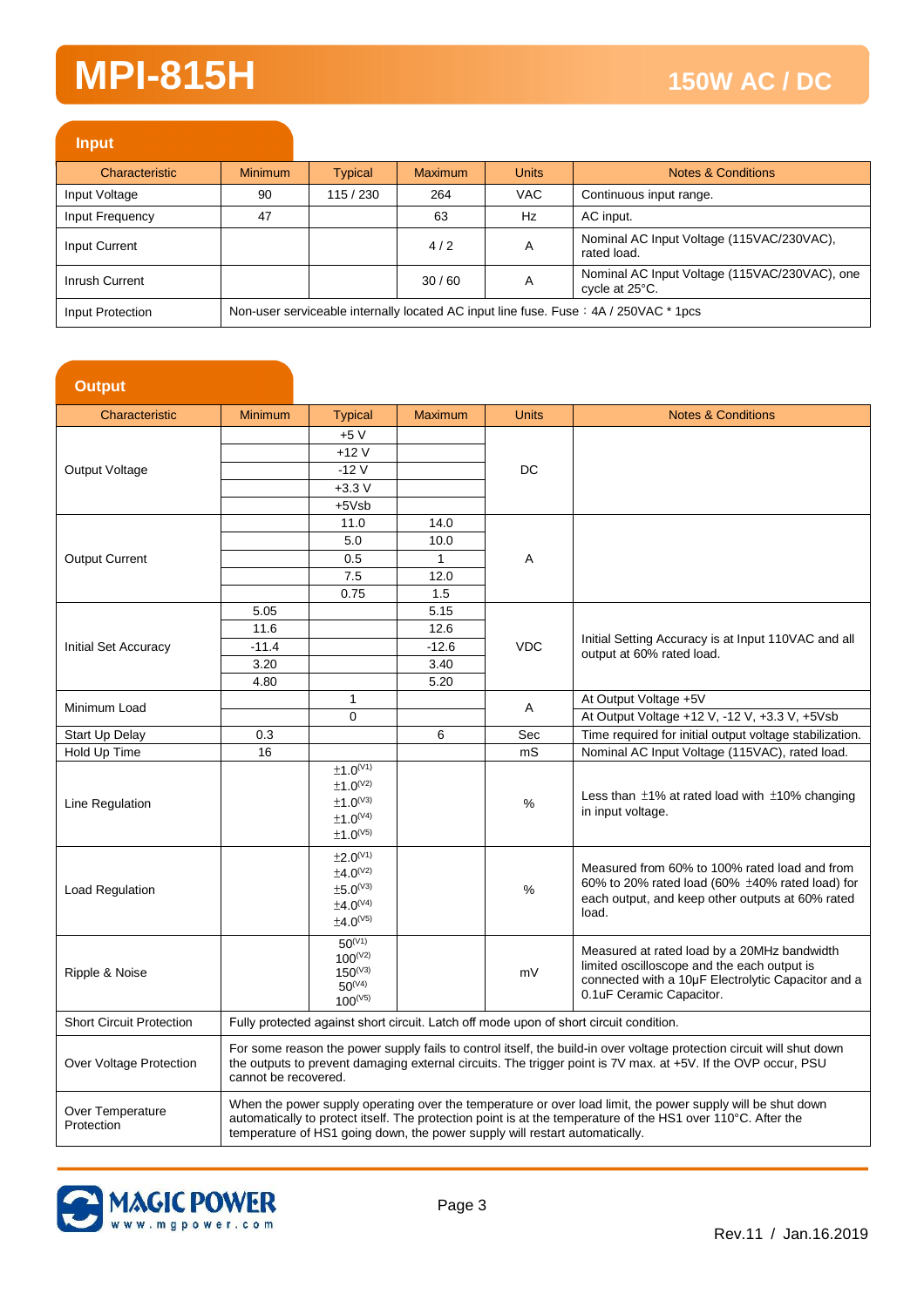# MPI-815H

## 150W AC / DC

### Input

| Characteristic | Minimum | Typical | Maximum | Units | Notes & Conditions |
|---|---|---|---|---|---|
| Input Voltage | 90 | 115 / 230 | 264 | VAC | Continuous input range. |
| Input Frequency | 47 | | 63 | Hz | AC input. |
| Input Current | | | 4 / 2 | A | Nominal AC Input Voltage (115VAC/230VAC), rated load. |
| Inrush Current | | | 30 / 60 | A | Nominal AC Input Voltage (115VAC/230VAC), one cycle at 25°C. |
| Input Protection | Non-user serviceable internally located AC input line fuse. Fuse：4A / 250VAC * 1pcs | | | | |

### Output

| Characteristic | Minimum | Typical | Maximum | Units | Notes & Conditions |
|---|---|---|---|---|---|
| Output Voltage | | +5 V | | DC | |
| | | +12 V | | | |
| | | -12 V | | | |
| | | +3.3 V | | | |
| | | +5Vsb | | | |
| Output Current | | 11.0 | 14.0 | A | |
| | | 5.0 | 10.0 | | |
| | | 0.5 | 1 | | |
| | | 7.5 | 12.0 | | |
| | | 0.75 | 1.5 | | |
| Initial Set Accuracy | 5.05 | | 5.15 | VDC | Initial Setting Accuracy is at Input 110VAC and all output at 60% rated load. |
| | 11.6 | | 12.6 | | |
| | -11.4 | | -12.6 | | |
| | 3.20 | | 3.40 | | |
| | 4.80 | | 5.20 | | |
| Minimum Load | | 1 | | A | At Output Voltage +5V |
| | | 0 | | | At Output Voltage +12 V, -12 V, +3.3 V, +5Vsb |
| Start Up Delay | 0.3 | | 6 | Sec | Time required for initial output voltage stabilization. |
| Hold Up Time | 16 | | | mS | Nominal AC Input Voltage (115VAC), rated load. |
| Line Regulation | | ±1.0(V1)<br>±1.0(V2)<br>±1.0(V3)<br>±1.0(V4)<br>±1.0(V5) | | % | Less than ±1% at rated load with ±10% changing in input voltage. |
| Load Regulation | | ±2.0(V1)<br>±4.0(V2)<br>±5.0(V3)<br>±4.0(V4)<br>±4.0(V5) | | % | Measured from 60% to 100% rated load and from 60% to 20% rated load (60% ±40% rated load) for each output, and keep other outputs at 60% rated load. |
| Ripple & Noise | | 50(V1)<br>100(V2)<br>150(V3)<br>50(V4)<br>100(V5) | | mV | Measured at rated load by a 20MHz bandwidth limited oscilloscope and the each output is connected with a 10μF Electrolytic Capacitor and a 0.1uF Ceramic Capacitor. |
| Short Circuit Protection | Fully protected against short circuit. Latch off mode upon of short circuit condition. | | | | |
| Over Voltage Protection | For some reason the power supply fails to control itself, the build-in over voltage protection circuit will shut down the outputs to prevent damaging external circuits. The trigger point is 7V max. at +5V. If the OVP occur, PSU cannot be recovered. | | | | |
| Over Temperature Protection | When the power supply operating over the temperature or over load limit, the power supply will be shut down automatically to protect itself. The protection point is at the temperature of the HS1 over 110°C. After the temperature of HS1 going down, the power supply will restart automatically. | | | | |

Rev.11 / Jan.16.2019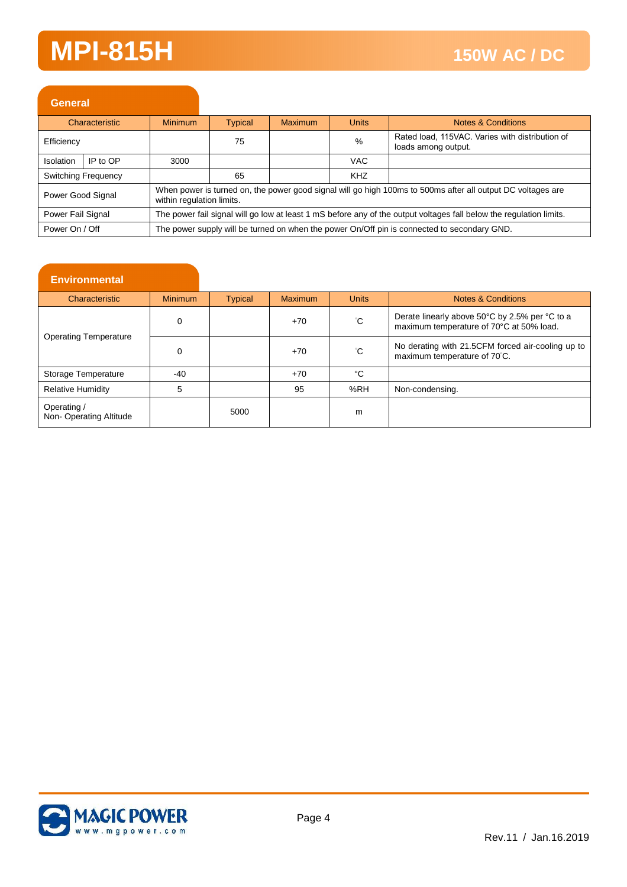## General

| Characteristic | | Minimum | Typical | Maximum | Units | Notes & Conditions |
|---|---|---|---|---|---|---|
| Efficiency | | | 75 | | % | Rated load, 115VAC. Varies with distribution of loads among output. |
| Isolation | IP to OP | 3000 | | | VAC | |
| Switching Frequency | | | 65 | | KHZ | |
| Power Good Signal | | When power is turned on, the power good signal will go high 100ms to 500ms after all output DC voltages are within regulation limits. | | | | |
| Power Fail Signal | | The power fail signal will go low at least 1 mS before any of the output voltages fall below the regulation limits. | | | | |
| Power On / Off | | The power supply will be turned on when the power On/Off pin is connected to secondary GND. | | | | |

## Environmental

| Characteristic | Minimum | Typical | Maximum | Units | Notes & Conditions |
|---|---|---|---|---|---|
| Operating Temperature | 0 | | +70 | °C | Derate linearly above 50°C by 2.5% per °C to a maximum temperature of 70°C at 50% load. |
| | 0 | | +70 | °C | No derating with 21.5CFM forced air-cooling up to maximum temperature of 70°C. |
| Storage Temperature | -40 | | +70 | °C | |
| Relative Humidity | 5 | | 95 | %RH | Non-condensing. |
| Operating / Non- Operating Altitude | | 5000 | | m | |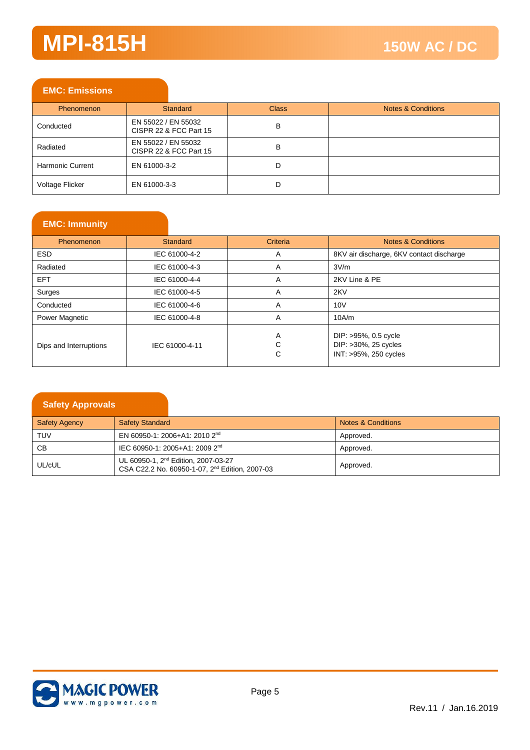# MPI-815H

## 150W AC / DC

### EMC: Emissions

| Phenomenon | Standard | Class | Notes & Conditions |
|---|---|---|---|
| Conducted | EN 55022 / EN 55032<br>CISPR 22 & FCC Part 15 | B | |
| Radiated | EN 55022 / EN 55032<br>CISPR 22 & FCC Part 15 | B | |
| Harmonic Current | EN 61000-3-2 | D | |
| Voltage Flicker | EN 61000-3-3 | D | |

### EMC: Immunity

| Phenomenon | Standard | Criteria | Notes & Conditions |
|---|---|---|---|
| ESD | IEC 61000-4-2 | A | 8KV air discharge, 6KV contact discharge |
| Radiated | IEC 61000-4-3 | A | 3V/m |
| EFT | IEC 61000-4-4 | A | 2KV Line & PE |
| Surges | IEC 61000-4-5 | A | 2KV |
| Conducted | IEC 61000-4-6 | A | 10V |
| Power Magnetic | IEC 61000-4-8 | A | 10A/m |
| Dips and Interruptions | IEC 61000-4-11 | A<br>C<br>C | DIP: >95%, 0.5 cycle<br>DIP: >30%, 25 cycles<br>INT: >95%, 250 cycles |

### Safety Approvals

| Safety Agency | Safety Standard | Notes & Conditions |
|---|---|---|
| TUV | EN 60950-1: 2006+A1: 2010 2nd | Approved. |
| CB | IEC 60950-1: 2005+A1: 2009 2nd | Approved. |
| UL/cUL | UL 60950-1, 2nd Edition, 2007-03-27<br>CSA C22.2 No. 60950-1-07, 2nd Edition, 2007-03 | Approved. |

Rev.11 / Jan.16.2019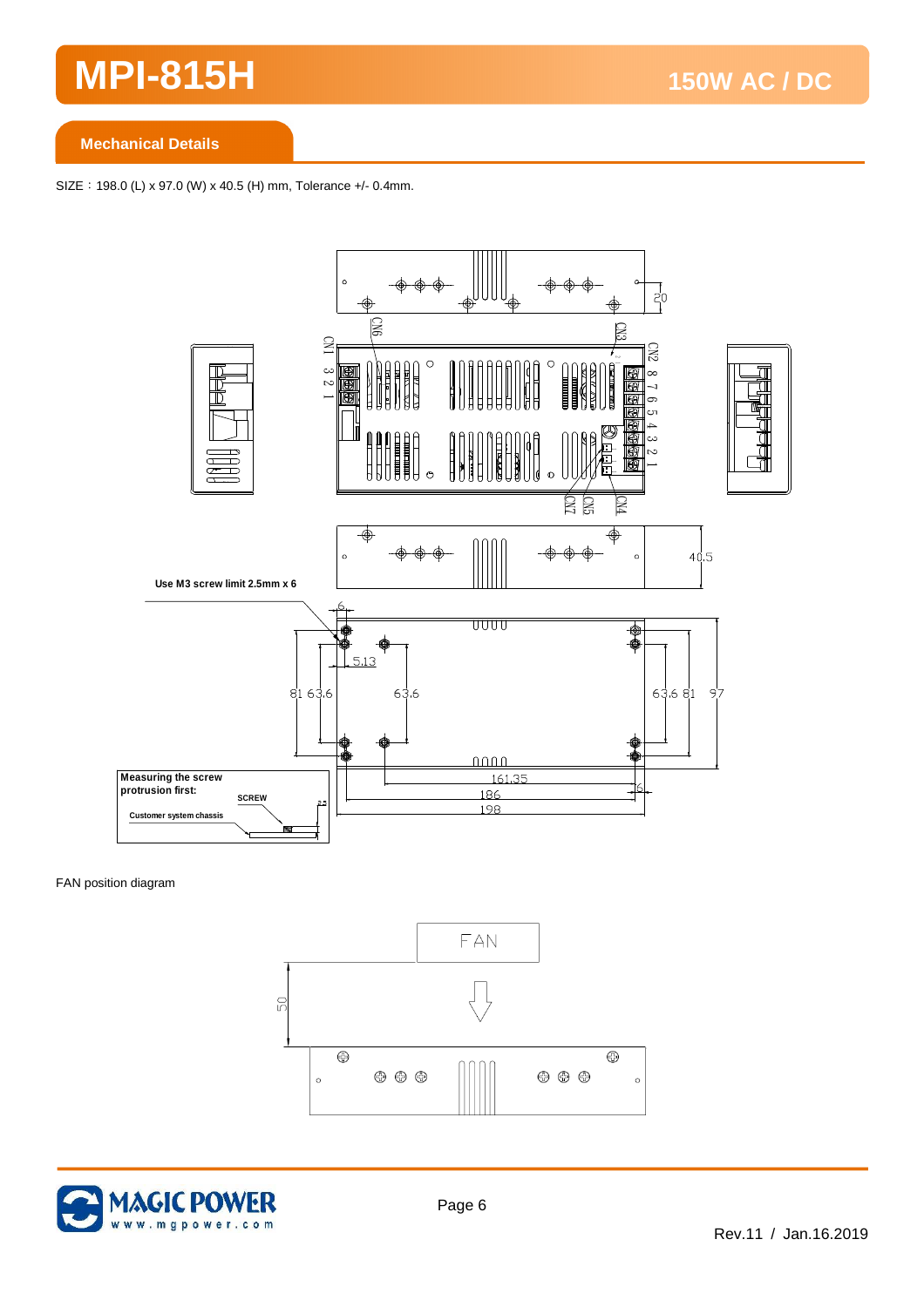## Mechanical Details

SIZE：198.0 (L) x 97.0 (W) x 40.5 (H) mm, Tolerance +/- 0.4mm.

Use M3 screw limit 2.5mm x 6

Measuring the screw protrusion first:

SCREW

Customer system chassis

FAN position diagram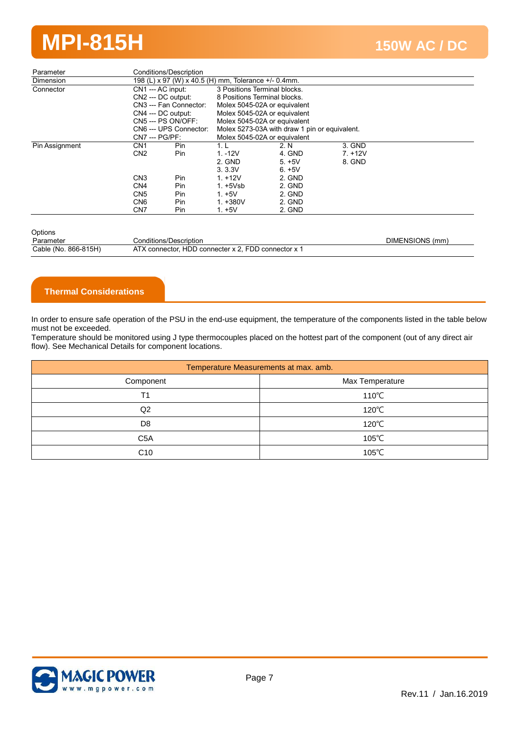# MPI-815H

## 150W AC / DC

| Parameter | Conditions/Description | | | | |
|---|---|---|---|---|---|
| Dimension | 198 (L) x 97 (W) x 40.5 (H) mm, Tolerance +/- 0.4mm. | | | | |
| Connector | CN1 --- AC input: | | 3 Positions Terminal blocks. | | |
| | CN2 --- DC output: | | 8 Positions Terminal blocks. | | |
| | CN3 --- Fan Connector: | | Molex 5045-02A or equivalent | | |
| | CN4 --- DC output: | | Molex 5045-02A or equivalent | | |
| | CN5 --- PS ON/OFF: | | Molex 5045-02A or equivalent | | |
| | CN6 --- UPS Connector: | | Molex 5273-03A with draw 1 pin or equivalent. | | |
| | CN7 --- PG/PF: | | Molex 5045-02A or equivalent | | |
| Pin Assignment | CN1 | Pin | 1. L | 2. N | 3. GND |
| | CN2 | Pin | 1. -12V | 4. GND | 7. +12V |
| | | | 2. GND | 5. +5V | 8. GND |
| | | | 3. 3.3V | 6. +5V | |
| | CN3 | Pin | 1. +12V | 2. GND | |
| | CN4 | Pin | 1. +5Vsb | 2. GND | |
| | CN5 | Pin | 1. +5V | 2. GND | |
| | CN6 | Pin | 1. +380V | 2. GND | |
| | CN7 | Pin | 1. +5V | 2. GND | |

Options

| Parameter | Conditions/Description | DIMENSIONS (mm) |
|---|---|---|
| Cable (No. 866-815H) | ATX connector, HDD connecter x 2, FDD connector x 1 | |

## Thermal Considerations

In order to ensure safe operation of the PSU in the end-use equipment, the temperature of the components listed in the table below must not be exceeded.
Temperature should be monitored using J type thermocouples placed on the hottest part of the component (out of any direct air flow). See Mechanical Details for component locations.

| Temperature Measurements at max. amb. | |
|---|---|
| Component | Max Temperature |
| T1 | 110℃ |
| Q2 | 120℃ |
| D8 | 120℃ |
| C5A | 105℃ |
| C10 | 105℃ |

MAGIC POWER www.mgpower.com

Rev.11 / Jan.16.2019